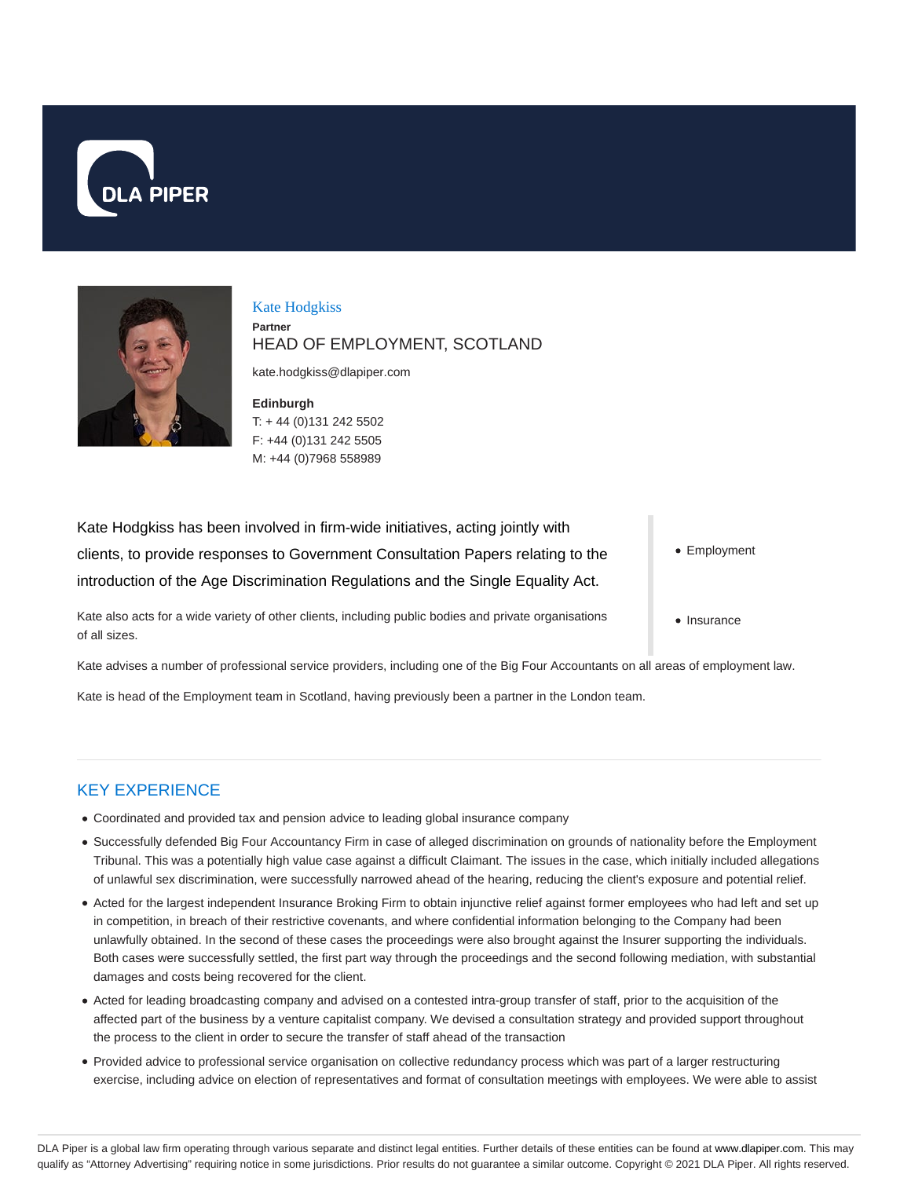DLA PIPER

# Kate Hodgkiss

**Partner**

HEAD OF EMPLOYMENT, SCOTLAND

kate.hodgkiss@dlapiper.com

**Edinburgh**
T: + 44 (0)131 242 5502
F: +44 (0)131 242 5505
M: +44 (0)7968 558989

Kate Hodgkiss has been involved in firm-wide initiatives, acting jointly with clients, to provide responses to Government Consultation Papers relating to the introduction of the Age Discrimination Regulations and the Single Equality Act.

- Employment
- Insurance

Kate also acts for a wide variety of other clients, including public bodies and private organisations of all sizes.

Kate advises a number of professional service providers, including one of the Big Four Accountants on all areas of employment law.

Kate is head of the Employment team in Scotland, having previously been a partner in the London team.

## KEY EXPERIENCE

- Coordinated and provided tax and pension advice to leading global insurance company
- Successfully defended Big Four Accountancy Firm in case of alleged discrimination on grounds of nationality before the Employment Tribunal. This was a potentially high value case against a difficult Claimant. The issues in the case, which initially included allegations of unlawful sex discrimination, were successfully narrowed ahead of the hearing, reducing the client's exposure and potential relief.
- Acted for the largest independent Insurance Broking Firm to obtain injunctive relief against former employees who had left and set up in competition, in breach of their restrictive covenants, and where confidential information belonging to the Company had been unlawfully obtained. In the second of these cases the proceedings were also brought against the Insurer supporting the individuals. Both cases were successfully settled, the first part way through the proceedings and the second following mediation, with substantial damages and costs being recovered for the client.
- Acted for leading broadcasting company and advised on a contested intra-group transfer of staff, prior to the acquisition of the affected part of the business by a venture capitalist company. We devised a consultation strategy and provided support throughout the process to the client in order to secure the transfer of staff ahead of the transaction
- Provided advice to professional service organisation on collective redundancy process which was part of a larger restructuring exercise, including advice on election of representatives and format of consultation meetings with employees. We were able to assist

DLA Piper is a global law firm operating through various separate and distinct legal entities. Further details of these entities can be found at www.dlapiper.com. This may qualify as "Attorney Advertising" requiring notice in some jurisdictions. Prior results do not guarantee a similar outcome. Copyright © 2021 DLA Piper. All rights reserved.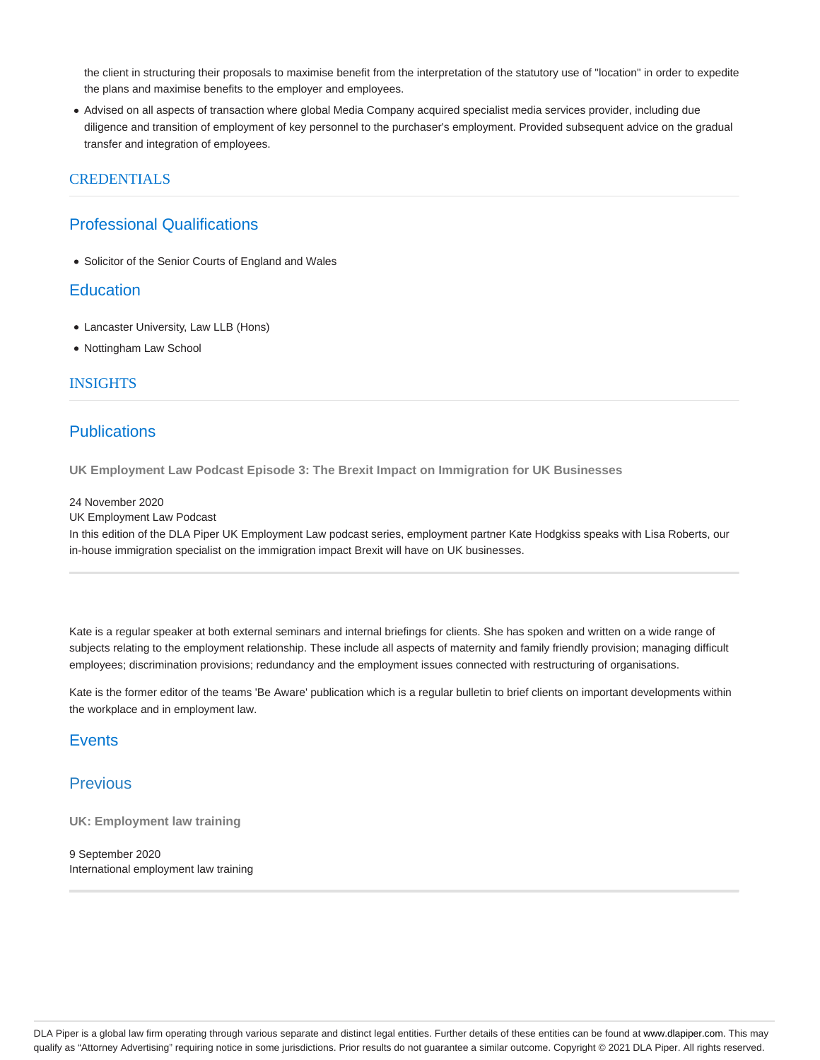the client in structuring their proposals to maximise benefit from the interpretation of the statutory use of "location" in order to expedite the plans and maximise benefits to the employer and employees.

- Advised on all aspects of transaction where global Media Company acquired specialist media services provider, including due diligence and transition of employment of key personnel to the purchaser's employment. Provided subsequent advice on the gradual transfer and integration of employees.

## CREDENTIALS

### Professional Qualifications

- Solicitor of the Senior Courts of England and Wales

### Education

- Lancaster University, Law LLB (Hons)
- Nottingham Law School

## INSIGHTS

### Publications

**UK Employment Law Podcast Episode 3: The Brexit Impact on Immigration for UK Businesses**

24 November 2020
UK Employment Law Podcast
In this edition of the DLA Piper UK Employment Law podcast series, employment partner Kate Hodgkiss speaks with Lisa Roberts, our in-house immigration specialist on the immigration impact Brexit will have on UK businesses.

---

Kate is a regular speaker at both external seminars and internal briefings for clients. She has spoken and written on a wide range of subjects relating to the employment relationship. These include all aspects of maternity and family friendly provision; managing difficult employees; discrimination provisions; redundancy and the employment issues connected with restructuring of organisations.

Kate is the former editor of the teams 'Be Aware' publication which is a regular bulletin to brief clients on important developments within the workplace and in employment law.

### Events

### Previous

**UK: Employment law training**

9 September 2020
International employment law training

---

DLA Piper is a global law firm operating through various separate and distinct legal entities. Further details of these entities can be found at www.dlapiper.com. This may qualify as "Attorney Advertising" requiring notice in some jurisdictions. Prior results do not guarantee a similar outcome. Copyright © 2021 DLA Piper. All rights reserved.